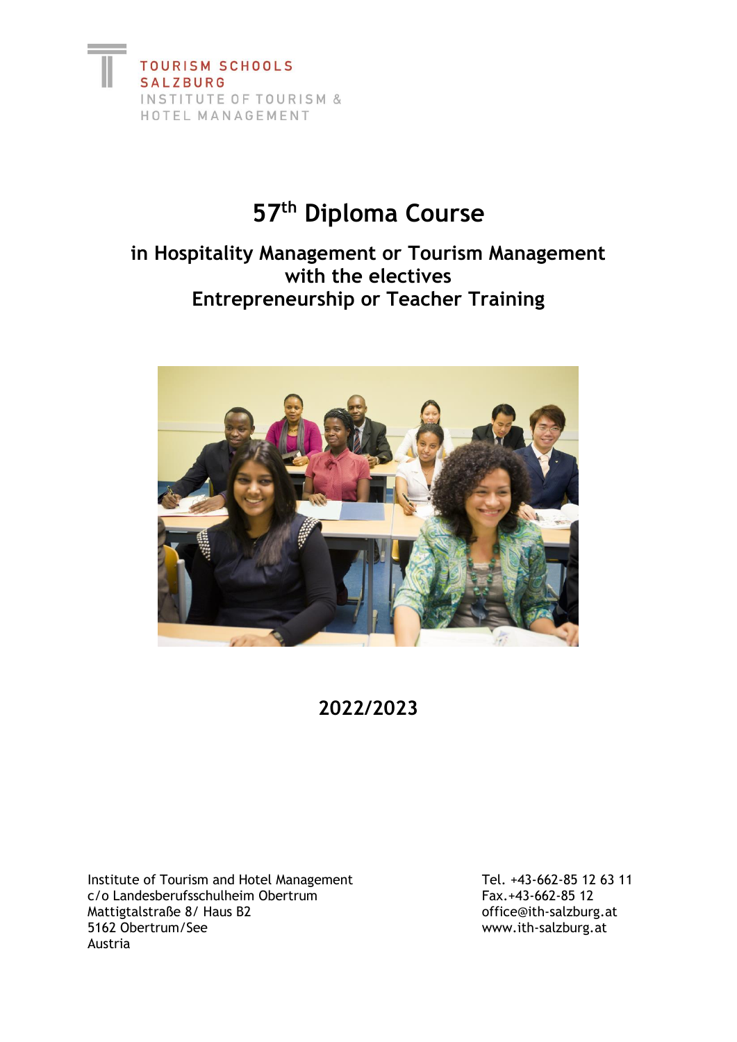TOURISM SCHOOLS
SALZBURG
INSTITUTE OF TOURISM &
HOTEL MANAGEMENT

# 57th Diploma Course

## in Hospitality Management or Tourism Management with the electives Entrepreneurship or Teacher Training

## 2022/2023

Institute of Tourism and Hotel Management
c/o Landesberufsschulheim Obertrum
Mattigtalstraße 8/ Haus B2
5162 Obertrum/See
Austria

Tel. +43-662-85 12 63 11
Fax.+43-662-85 12
office@ith-salzburg.at
www.ith-salzburg.at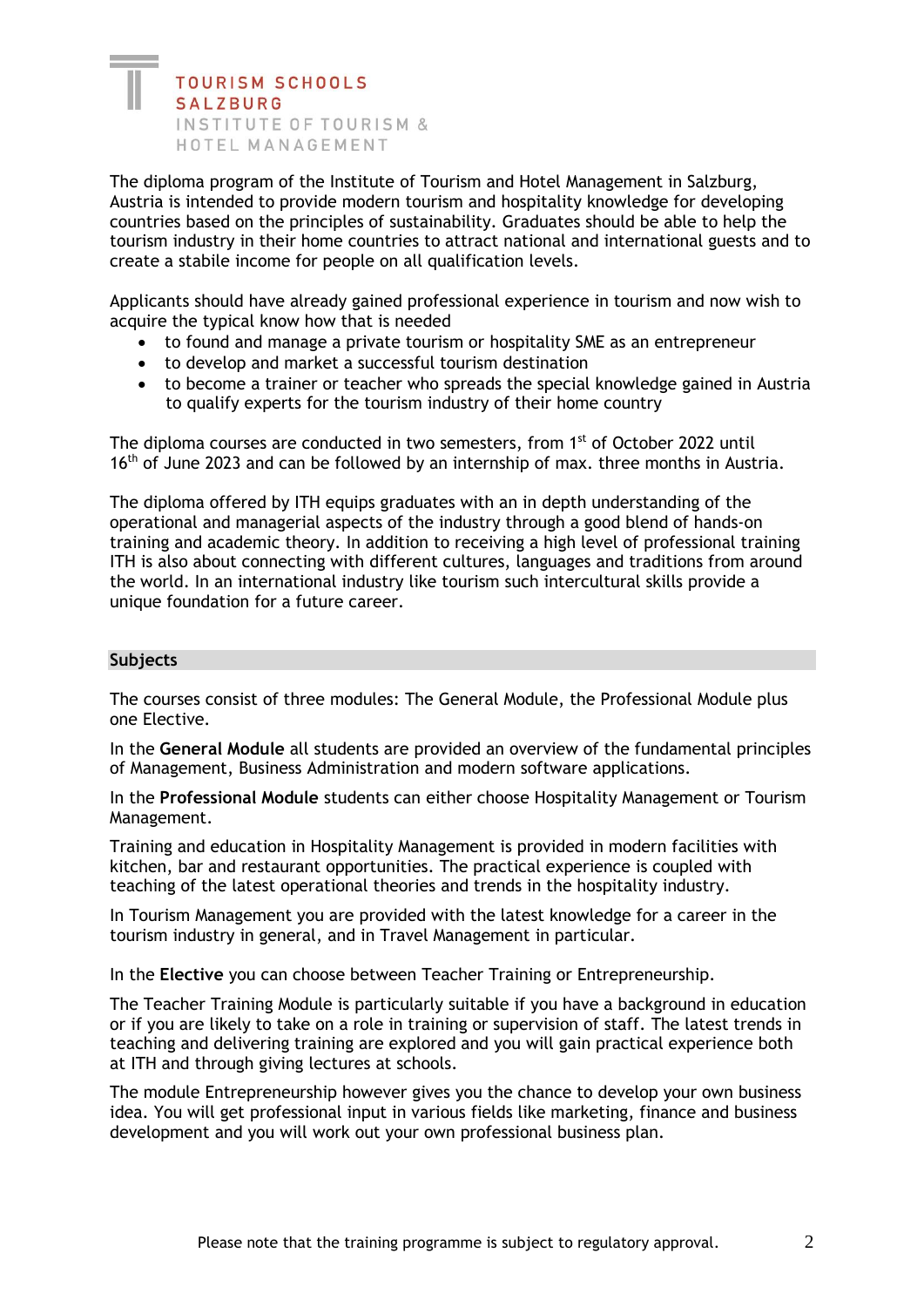**TOURISM SCHOOLS SALZBURG**
INSTITUTE OF TOURISM & HOTEL MANAGEMENT

The diploma program of the Institute of Tourism and Hotel Management in Salzburg, Austria is intended to provide modern tourism and hospitality knowledge for developing countries based on the principles of sustainability. Graduates should be able to help the tourism industry in their home countries to attract national and international guests and to create a stabile income for people on all qualification levels.

Applicants should have already gained professional experience in tourism and now wish to acquire the typical know how that is needed

- to found and manage a private tourism or hospitality SME as an entrepreneur
- to develop and market a successful tourism destination
- to become a trainer or teacher who spreads the special knowledge gained in Austria to qualify experts for the tourism industry of their home country

The diploma courses are conducted in two semesters, from 1st of October 2022 until 16th of June 2023 and can be followed by an internship of max. three months in Austria.

The diploma offered by ITH equips graduates with an in depth understanding of the operational and managerial aspects of the industry through a good blend of hands-on training and academic theory. In addition to receiving a high level of professional training ITH is also about connecting with different cultures, languages and traditions from around the world. In an international industry like tourism such intercultural skills provide a unique foundation for a future career.

## Subjects

The courses consist of three modules: The General Module, the Professional Module plus one Elective.

In the **General Module** all students are provided an overview of the fundamental principles of Management, Business Administration and modern software applications.

In the **Professional Module** students can either choose Hospitality Management or Tourism Management.

Training and education in Hospitality Management is provided in modern facilities with kitchen, bar and restaurant opportunities. The practical experience is coupled with teaching of the latest operational theories and trends in the hospitality industry.

In Tourism Management you are provided with the latest knowledge for a career in the tourism industry in general, and in Travel Management in particular.

In the **Elective** you can choose between Teacher Training or Entrepreneurship.

The Teacher Training Module is particularly suitable if you have a background in education or if you are likely to take on a role in training or supervision of staff. The latest trends in teaching and delivering training are explored and you will gain practical experience both at ITH and through giving lectures at schools.

The module Entrepreneurship however gives you the chance to develop your own business idea. You will get professional input in various fields like marketing, finance and business development and you will work out your own professional business plan.

Please note that the training programme is subject to regulatory approval.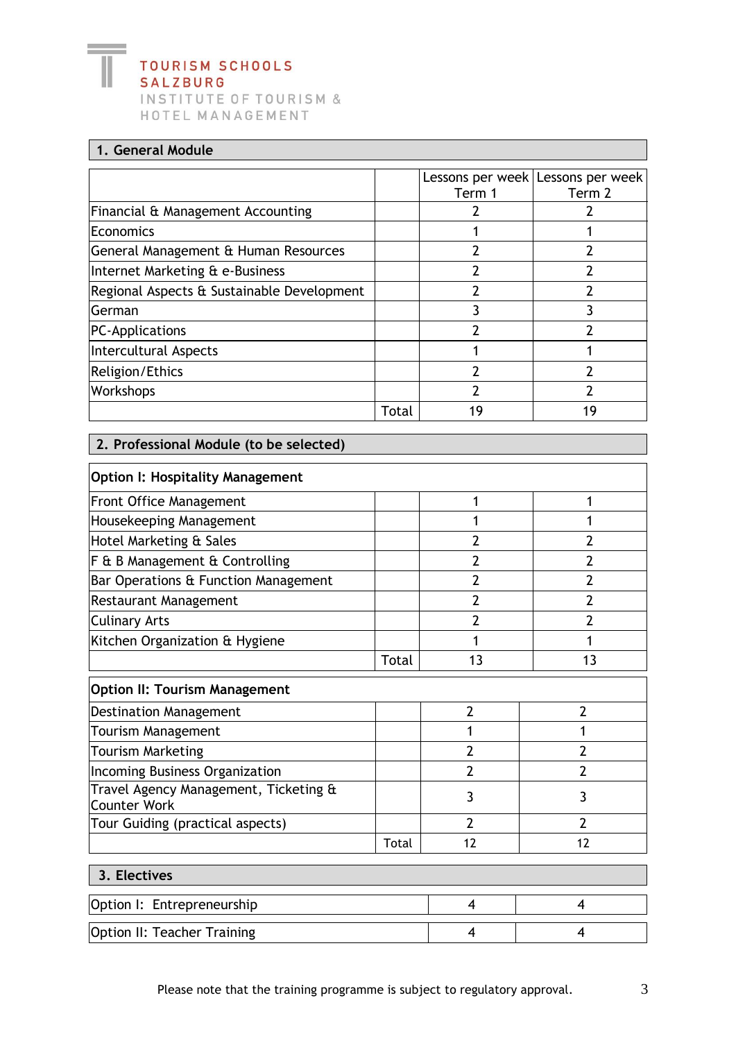TOURISM SCHOOLS SALZBURG
INSTITUTE OF TOURISM & HOTEL MANAGEMENT

## 1. General Module

| | | Lessons per week Term 1 | Lessons per week Term 2 |
|---|---|---|---|
| Financial & Management Accounting | | 2 | 2 |
| Economics | | 1 | 1 |
| General Management & Human Resources | | 2 | 2 |
| Internet Marketing & e-Business | | 2 | 2 |
| Regional Aspects & Sustainable Development | | 2 | 2 |
| German | | 3 | 3 |
| PC-Applications | | 2 | 2 |
| Intercultural Aspects | | 1 | 1 |
| Religion/Ethics | | 2 | 2 |
| Workshops | | 2 | 2 |
| | Total | 19 | 19 |

## 2. Professional Module (to be selected)

| **Option I: Hospitality Management** | | | |
|---|---|---|---|
| Front Office Management | | 1 | 1 |
| Housekeeping Management | | 1 | 1 |
| Hotel Marketing & Sales | | 2 | 2 |
| F & B Management & Controlling | | 2 | 2 |
| Bar Operations & Function Management | | 2 | 2 |
| Restaurant Management | | 2 | 2 |
| Culinary Arts | | 2 | 2 |
| Kitchen Organization & Hygiene | | 1 | 1 |
| | Total | 13 | 13 |

| **Option II: Tourism Management** | | | |
|---|---|---|---|
| Destination Management | | 2 | 2 |
| Tourism Management | | 1 | 1 |
| Tourism Marketing | | 2 | 2 |
| Incoming Business Organization | | 2 | 2 |
| Travel Agency Management, Ticketing & Counter Work | | 3 | 3 |
| Tour Guiding (practical aspects) | | 2 | 2 |
| | Total | 12 | 12 |

## 3. Electives

| | | |
|---|---|---|
| Option I: Entrepreneurship | 4 | 4 |
| Option II: Teacher Training | 4 | 4 |

Please note that the training programme is subject to regulatory approval.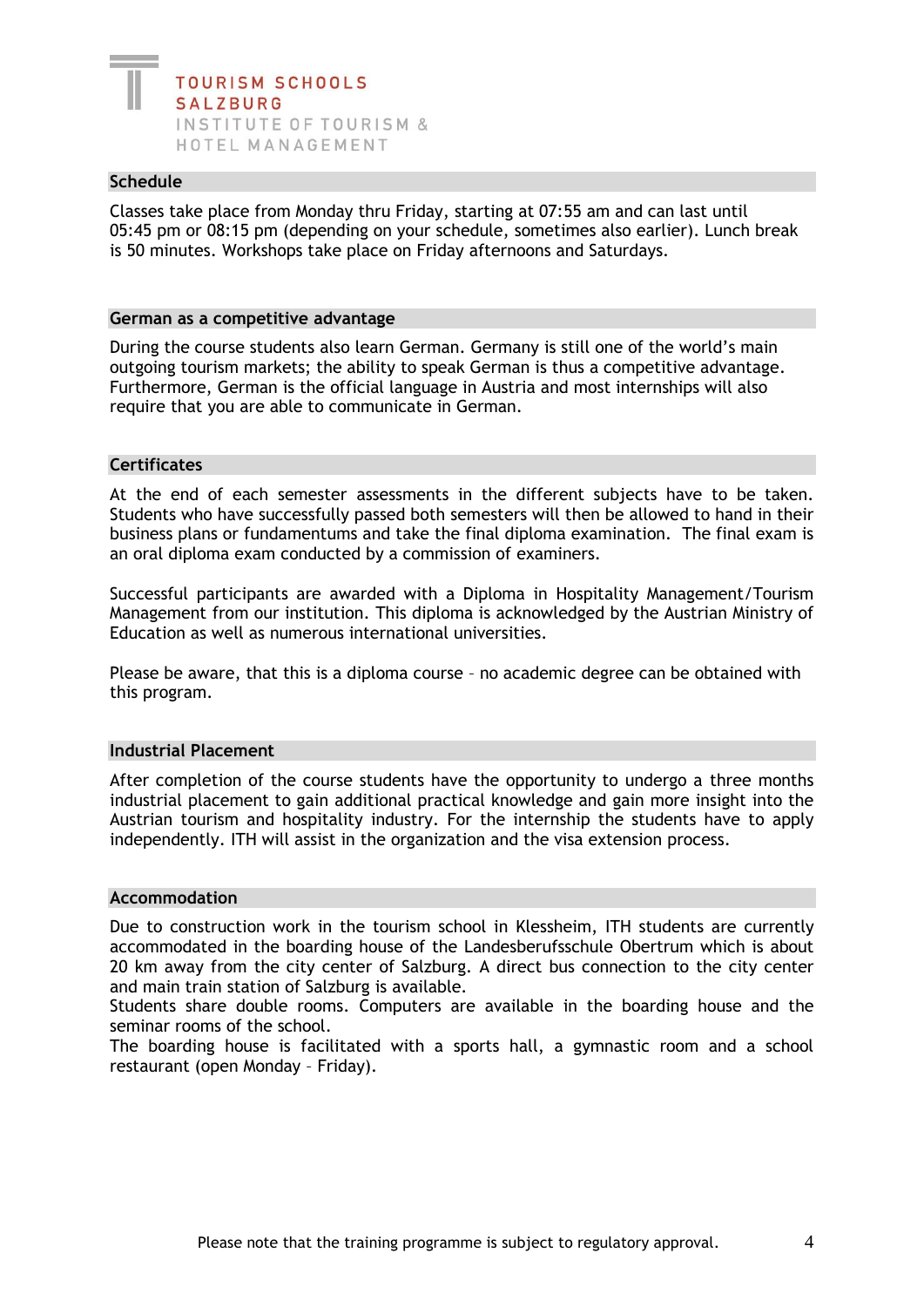TOURISM SCHOOLS SALZBURG
INSTITUTE OF TOURISM & HOTEL MANAGEMENT

## Schedule

Classes take place from Monday thru Friday, starting at 07:55 am and can last until 05:45 pm or 08:15 pm (depending on your schedule, sometimes also earlier). Lunch break is 50 minutes. Workshops take place on Friday afternoons and Saturdays.

## German as a competitive advantage

During the course students also learn German. Germany is still one of the world's main outgoing tourism markets; the ability to speak German is thus a competitive advantage. Furthermore, German is the official language in Austria and most internships will also require that you are able to communicate in German.

## Certificates

At the end of each semester assessments in the different subjects have to be taken. Students who have successfully passed both semesters will then be allowed to hand in their business plans or fundamentums and take the final diploma examination. The final exam is an oral diploma exam conducted by a commission of examiners.

Successful participants are awarded with a Diploma in Hospitality Management/Tourism Management from our institution. This diploma is acknowledged by the Austrian Ministry of Education as well as numerous international universities.

Please be aware, that this is a diploma course – no academic degree can be obtained with this program.

## Industrial Placement

After completion of the course students have the opportunity to undergo a three months industrial placement to gain additional practical knowledge and gain more insight into the Austrian tourism and hospitality industry. For the internship the students have to apply independently. ITH will assist in the organization and the visa extension process.

## Accommodation

Due to construction work in the tourism school in Klessheim, ITH students are currently accommodated in the boarding house of the Landesberufsschule Obertrum which is about 20 km away from the city center of Salzburg. A direct bus connection to the city center and main train station of Salzburg is available.
Students share double rooms. Computers are available in the boarding house and the seminar rooms of the school.
The boarding house is facilitated with a sports hall, a gymnastic room and a school restaurant (open Monday – Friday).

Please note that the training programme is subject to regulatory approval.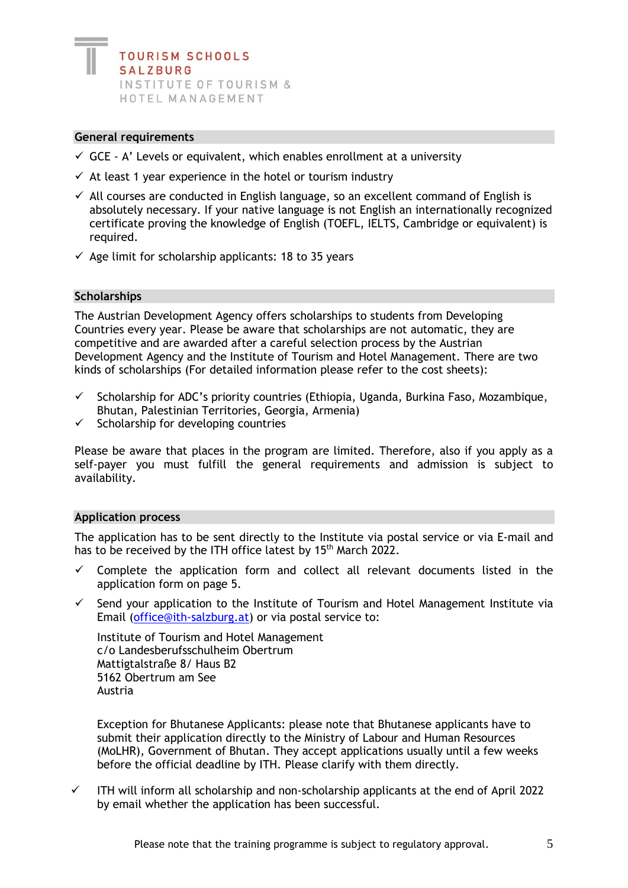TOURISM SCHOOLS SALZBURG
INSTITUTE OF TOURISM & HOTEL MANAGEMENT

## General requirements

- ✓ GCE - A' Levels or equivalent, which enables enrollment at a university
- ✓ At least 1 year experience in the hotel or tourism industry
- ✓ All courses are conducted in English language, so an excellent command of English is absolutely necessary. If your native language is not English an internationally recognized certificate proving the knowledge of English (TOEFL, IELTS, Cambridge or equivalent) is required.
- ✓ Age limit for scholarship applicants: 18 to 35 years

## Scholarships

The Austrian Development Agency offers scholarships to students from Developing Countries every year. Please be aware that scholarships are not automatic, they are competitive and are awarded after a careful selection process by the Austrian Development Agency and the Institute of Tourism and Hotel Management. There are two kinds of scholarships (For detailed information please refer to the cost sheets):

- ✓ Scholarship for ADC's priority countries (Ethiopia, Uganda, Burkina Faso, Mozambique, Bhutan, Palestinian Territories, Georgia, Armenia)
- ✓ Scholarship for developing countries

Please be aware that places in the program are limited. Therefore, also if you apply as a self-payer you must fulfill the general requirements and admission is subject to availability.

## Application process

The application has to be sent directly to the Institute via postal service or via E-mail and has to be received by the ITH office latest by 15th March 2022.

- ✓ Complete the application form and collect all relevant documents listed in the application form on page 5.
- ✓ Send your application to the Institute of Tourism and Hotel Management Institute via Email (office@ith-salzburg.at) or via postal service to:

  Institute of Tourism and Hotel Management
  c/o Landesberufsschulheim Obertrum
  Mattigtalstraße 8/ Haus B2
  5162 Obertrum am See
  Austria

  Exception for Bhutanese Applicants: please note that Bhutanese applicants have to submit their application directly to the Ministry of Labour and Human Resources (MoLHR), Government of Bhutan. They accept applications usually until a few weeks before the official deadline by ITH. Please clarify with them directly.

- ✓ ITH will inform all scholarship and non-scholarship applicants at the end of April 2022 by email whether the application has been successful.

Please note that the training programme is subject to regulatory approval.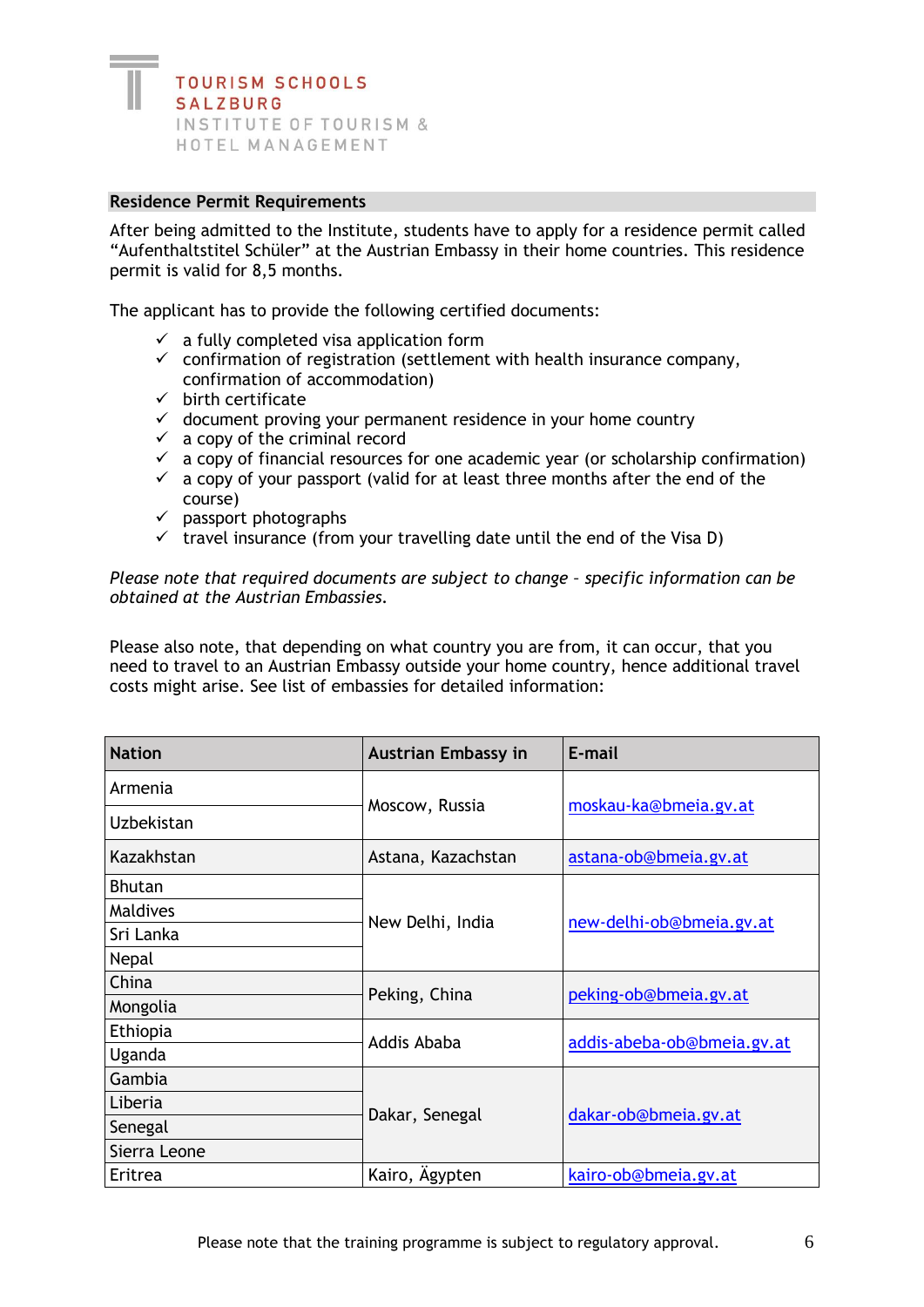TOURISM SCHOOLS SALZBURG
INSTITUTE OF TOURISM & HOTEL MANAGEMENT

## Residence Permit Requirements

After being admitted to the Institute, students have to apply for a residence permit called “Aufenthaltstitel Schüler” at the Austrian Embassy in their home countries. This residence permit is valid for 8,5 months.

The applicant has to provide the following certified documents:

- ✓ a fully completed visa application form
- ✓ confirmation of registration (settlement with health insurance company, confirmation of accommodation)
- ✓ birth certificate
- ✓ document proving your permanent residence in your home country
- ✓ a copy of the criminal record
- ✓ a copy of financial resources for one academic year (or scholarship confirmation)
- ✓ a copy of your passport (valid for at least three months after the end of the course)
- ✓ passport photographs
- ✓ travel insurance (from your travelling date until the end of the Visa D)

*Please note that required documents are subject to change – specific information can be obtained at the Austrian Embassies.*

Please also note, that depending on what country you are from, it can occur, that you need to travel to an Austrian Embassy outside your home country, hence additional travel costs might arise. See list of embassies for detailed information:

| Nation | Austrian Embassy in | E-mail |
|---|---|---|
| Armenia | Moscow, Russia | moskau-ka@bmeia.gv.at |
| Uzbekistan | | |
| Kazakhstan | Astana, Kazachstan | astana-ob@bmeia.gv.at |
| Bhutan | New Delhi, India | new-delhi-ob@bmeia.gv.at |
| Maldives | | |
| Sri Lanka | | |
| Nepal | | |
| China | Peking, China | peking-ob@bmeia.gv.at |
| Mongolia | | |
| Ethiopia | Addis Ababa | addis-abeba-ob@bmeia.gv.at |
| Uganda | | |
| Gambia | Dakar, Senegal | dakar-ob@bmeia.gv.at |
| Liberia | | |
| Senegal | | |
| Sierra Leone | | |
| Eritrea | Kairo, Ägypten | kairo-ob@bmeia.gv.at |

Please note that the training programme is subject to regulatory approval.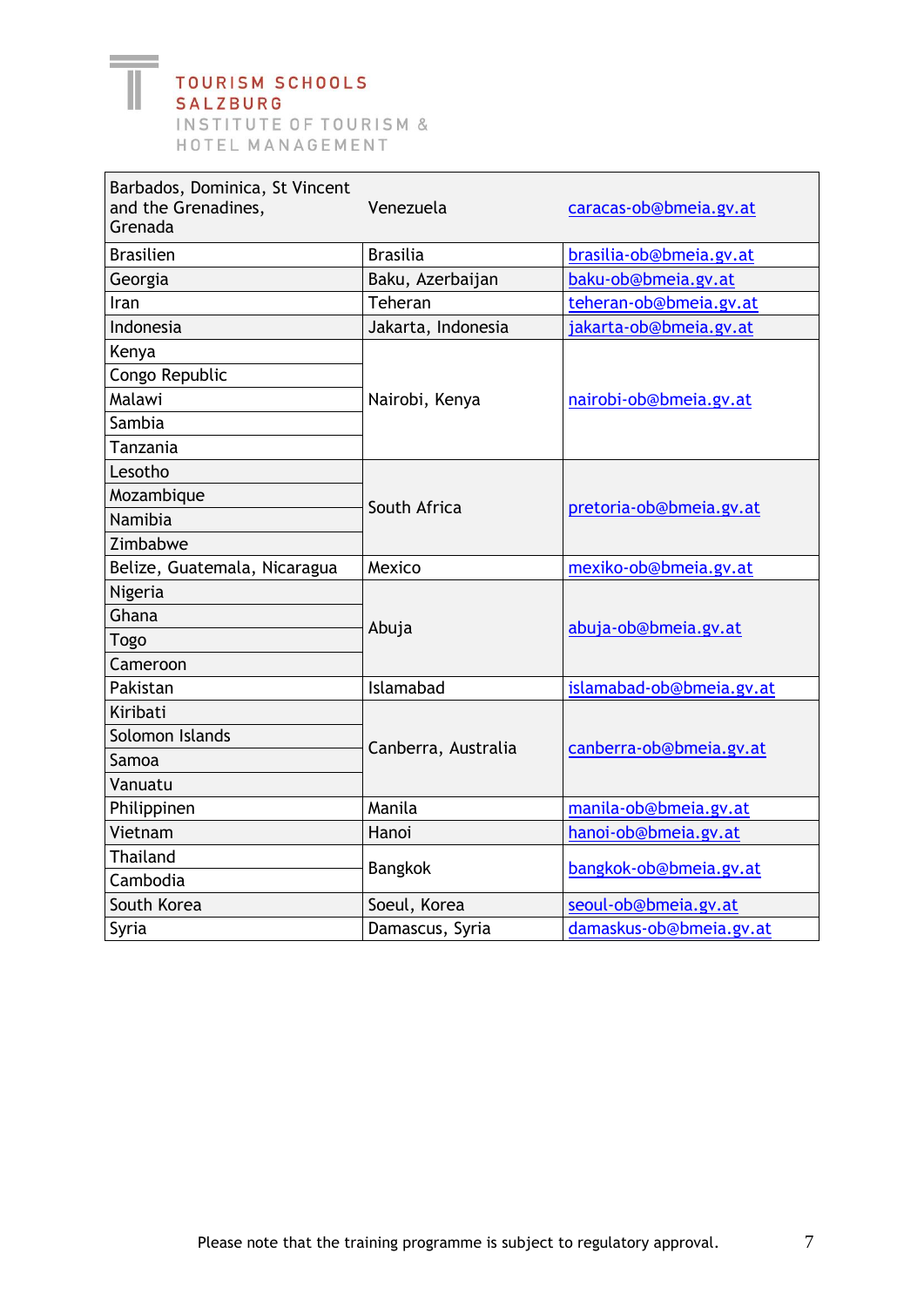| | | |
|---|---|---|
| Barbados, Dominica, St Vincent and the Grenadines, Grenada | Venezuela | caracas-ob@bmeia.gv.at |
| Brasilien | Brasilia | brasilia-ob@bmeia.gv.at |
| Georgia | Baku, Azerbaijan | baku-ob@bmeia.gv.at |
| Iran | Teheran | teheran-ob@bmeia.gv.at |
| Indonesia | Jakarta, Indonesia | jakarta-ob@bmeia.gv.at |
| Kenya | Nairobi, Kenya | nairobi-ob@bmeia.gv.at |
| Congo Republic | | |
| Malawi | | |
| Sambia | | |
| Tanzania | | |
| Lesotho | South Africa | pretoria-ob@bmeia.gv.at |
| Mozambique | | |
| Namibia | | |
| Zimbabwe | | |
| Belize, Guatemala, Nicaragua | Mexico | mexiko-ob@bmeia.gv.at |
| Nigeria | Abuja | abuja-ob@bmeia.gv.at |
| Ghana | | |
| Togo | | |
| Cameroon | | |
| Pakistan | Islamabad | islamabad-ob@bmeia.gv.at |
| Kiribati | Canberra, Australia | canberra-ob@bmeia.gv.at |
| Solomon Islands | | |
| Samoa | | |
| Vanuatu | | |
| Philippinen | Manila | manila-ob@bmeia.gv.at |
| Vietnam | Hanoi | hanoi-ob@bmeia.gv.at |
| Thailand | Bangkok | bangkok-ob@bmeia.gv.at |
| Cambodia | | |
| South Korea | Soeul, Korea | seoul-ob@bmeia.gv.at |
| Syria | Damascus, Syria | damaskus-ob@bmeia.gv.at |

Please note that the training programme is subject to regulatory approval.